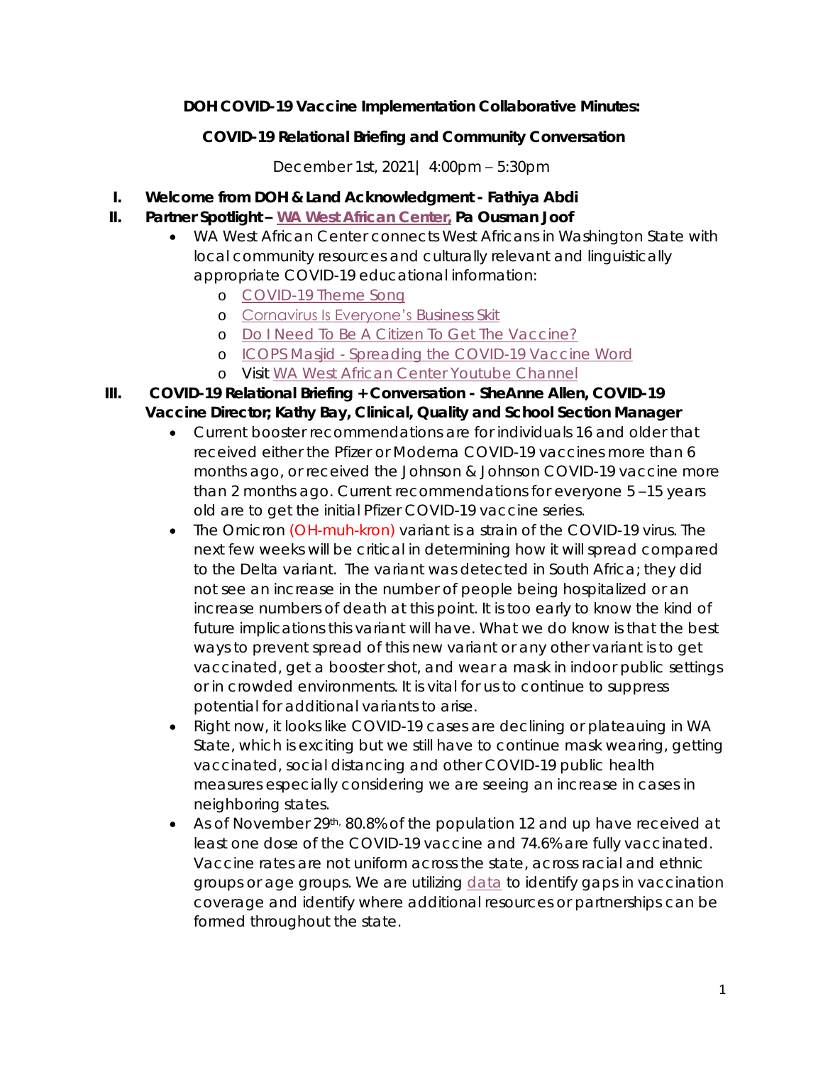**DOH COVID-19 Vaccine Implementation Collaborative Minutes:**

**COVID-19 Relational Briefing and Community Conversation**

December 1st, 2021| 4:00pm – 5:30pm

I. **Welcome from DOH & Land Acknowledgment - Fathiya Abdi**

II. **Partner Spotlight – WA West African Center, Pa Ousman Joof**
   - WA West African Center connects West Africans in Washington State with local community resources and culturally relevant and linguistically appropriate COVID-19 educational information:
     - COVID-19 Theme Song
     - Cornavirus Is Everyone's Business Skit
     - Do I Need To Be A Citizen To Get The Vaccine?
     - ICOPS Masjid - Spreading the COVID-19 Vaccine Word
     - Visit WA West African Center Youtube Channel

III. **COVID-19 Relational Briefing + Conversation - SheAnne Allen, COVID-19 Vaccine Director; Kathy Bay, Clinical, Quality and School Section Manager**
   - Current booster recommendations are for individuals 16 and older that received either the Pfizer or Moderna COVID-19 vaccines more than 6 months ago, or received the Johnson & Johnson COVID-19 vaccine more than 2 months ago. Current recommendations for everyone 5 –15 years old are to get the initial Pfizer COVID-19 vaccine series.
   - The Omicron (OH-muh-kron) variant is a strain of the COVID-19 virus. The next few weeks will be critical in determining how it will spread compared to the Delta variant. The variant was detected in South Africa; they did not see an increase in the number of people being hospitalized or an increase numbers of death at this point. It is too early to know the kind of future implications this variant will have. What we do know is that the best ways to prevent spread of this new variant or any other variant is to get vaccinated, get a booster shot, and wear a mask in indoor public settings or in crowded environments. It is vital for us to continue to suppress potential for additional variants to arise.
   - Right now, it looks like COVID-19 cases are declining or plateauing in WA State, which is exciting but we still have to continue mask wearing, getting vaccinated, social distancing and other COVID-19 public health measures especially considering we are seeing an increase in cases in neighboring states.
   - As of November 29th, 80.8% of the population 12 and up have received at least one dose of the COVID-19 vaccine and 74.6% are fully vaccinated. Vaccine rates are not uniform across the state, across racial and ethnic groups or age groups. We are utilizing data to identify gaps in vaccination coverage and identify where additional resources or partnerships can be formed throughout the state.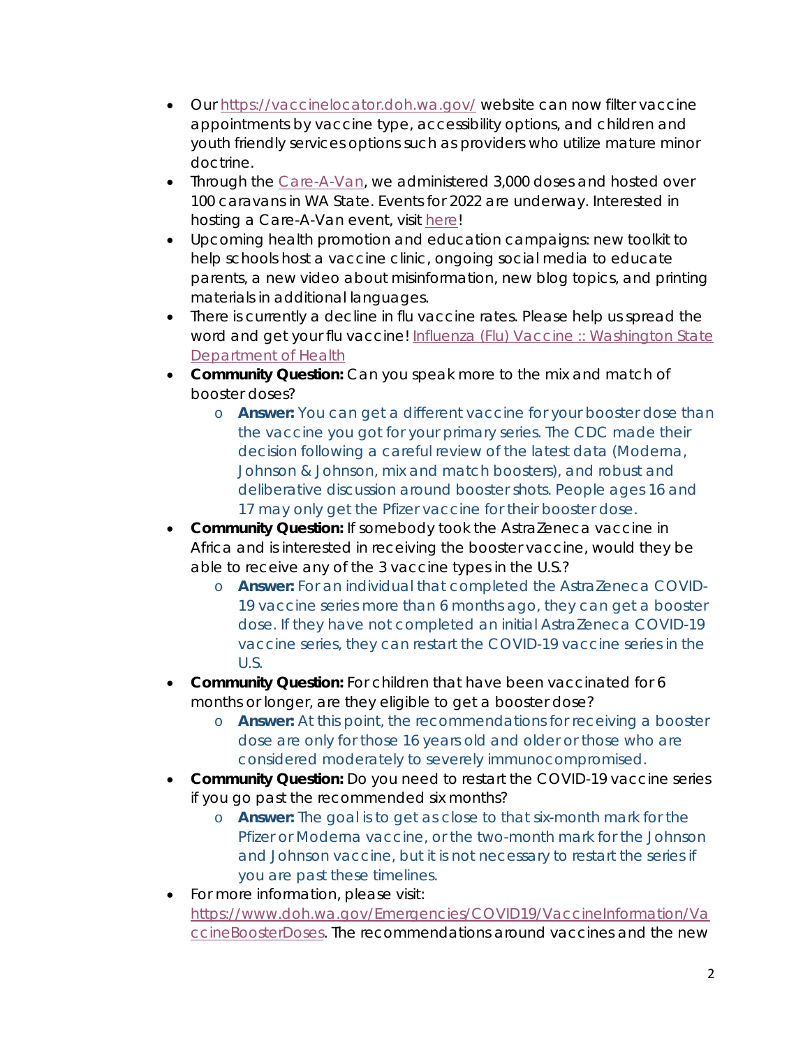- Our [https://vaccinelocator.doh.wa.gov/](https://vaccinelocator.doh.wa.gov/) website can now filter vaccine appointments by vaccine type, accessibility options, and children and youth friendly services options such as providers who utilize mature minor doctrine.
- Through the [Care-A-Van](), we administered 3,000 doses and hosted over 100 caravans in WA State. Events for 2022 are underway. Interested in hosting a Care-A-Van event, visit [here]()!
- Upcoming health promotion and education campaigns: new toolkit to help schools host a vaccine clinic, ongoing social media to educate parents, a new video about misinformation, new blog topics, and printing materials in additional languages.
- There is currently a decline in flu vaccine rates. Please help us spread the word and get your flu vaccine! [Influenza (Flu) Vaccine :: Washington State Department of Health]()
- **Community Question:** Can you speak more to the mix and match of booster doses?
    - **Answer:** You can get a different vaccine for your booster dose than the vaccine you got for your primary series. The CDC made their decision following a careful review of the latest data (Moderna, Johnson & Johnson, mix and match boosters), and robust and deliberative discussion around booster shots. People ages 16 and 17 may only get the Pfizer vaccine for their booster dose.
- **Community Question:** If somebody took the AstraZeneca vaccine in Africa and is interested in receiving the booster vaccine, would they be able to receive any of the 3 vaccine types in the U.S.?
    - **Answer:** For an individual that completed the AstraZeneca COVID-19 vaccine series more than 6 months ago, they can get a booster dose. If they have not completed an initial AstraZeneca COVID-19 vaccine series, they can restart the COVID-19 vaccine series in the U.S.
- **Community Question:** For children that have been vaccinated for 6 months or longer, are they eligible to get a booster dose?
    - **Answer:** At this point, the recommendations for receiving a booster dose are only for those 16 years old and older or those who are considered moderately to severely immunocompromised.
- **Community Question:** Do you need to restart the COVID-19 vaccine series if you go past the recommended six months?
    - **Answer:** The goal is to get as close to that six-month mark for the Pfizer or Moderna vaccine, or the two-month mark for the Johnson and Johnson vaccine, but it is not necessary to restart the series if you are past these timelines.
- For more information, please visit: [https://www.doh.wa.gov/Emergencies/COVID19/VaccineInformation/VaccineBoosterDoses](https://www.doh.wa.gov/Emergencies/COVID19/VaccineInformation/VaccineBoosterDoses). The recommendations around vaccines and the new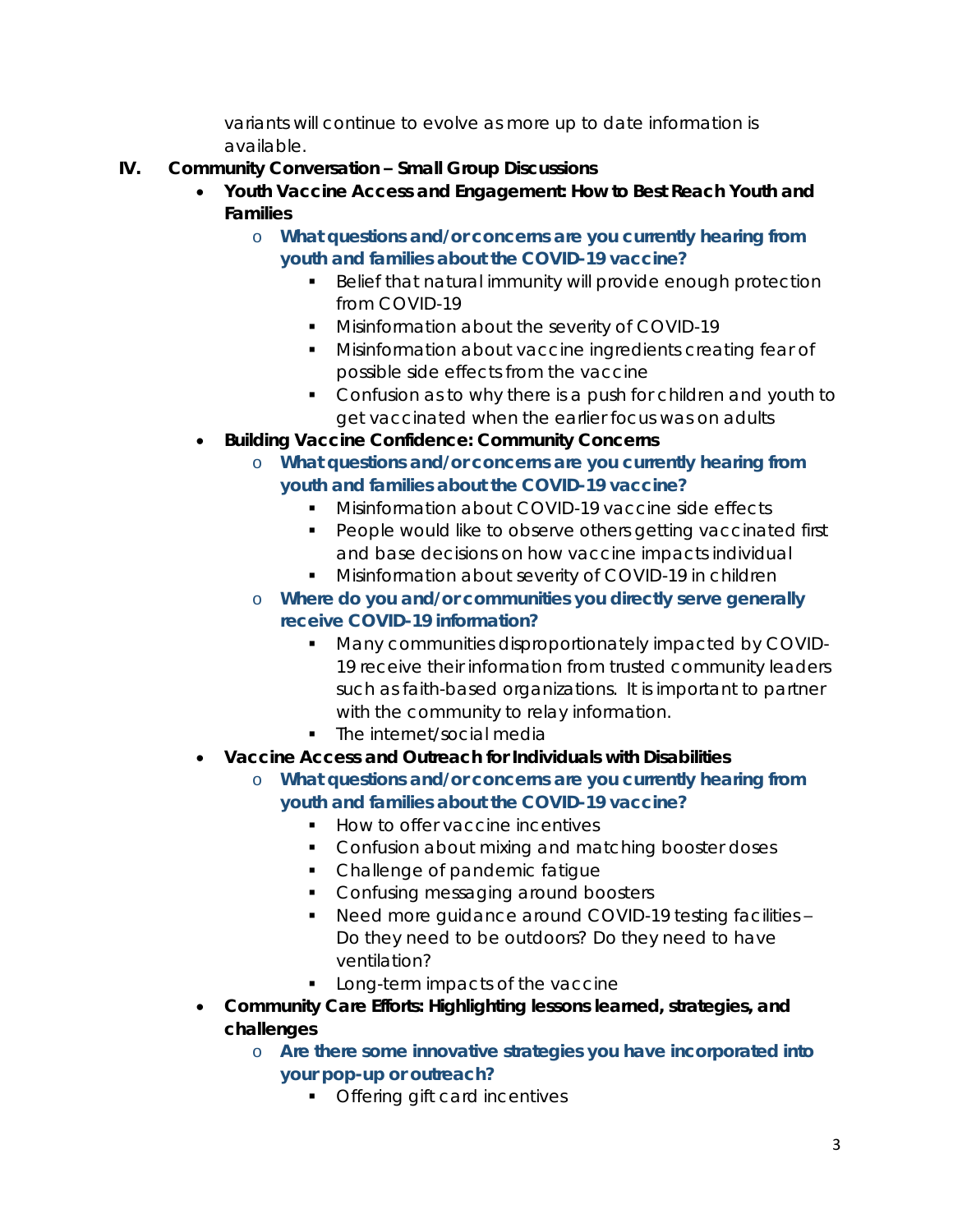variants will continue to evolve as more up to date information is available.

IV. **Community Conversation – Small Group Discussions**

- **Youth Vaccine Access and Engagement: How to Best Reach Youth and Families**
    - **What questions and/or concerns are you currently hearing from youth and families about the COVID-19 vaccine?**
        - Belief that natural immunity will provide enough protection from COVID-19
        - Misinformation about the severity of COVID-19
        - Misinformation about vaccine ingredients creating fear of possible side effects from the vaccine
        - Confusion as to why there is a push for children and youth to get vaccinated when the earlier focus was on adults
- **Building Vaccine Confidence: Community Concerns**
    - **What questions and/or concerns are you currently hearing from youth and families about the COVID-19 vaccine?**
        - Misinformation about COVID-19 vaccine side effects
        - People would like to observe others getting vaccinated first and base decisions on how vaccine impacts individual
        - Misinformation about severity of COVID-19 in children
    - **Where do you and/or communities you directly serve generally receive COVID-19 information?**
        - Many communities disproportionately impacted by COVID-19 receive their information from trusted community leaders such as faith-based organizations. It is important to partner with the community to relay information.
        - The internet/social media
- **Vaccine Access and Outreach for Individuals with Disabilities**
    - **What questions and/or concerns are you currently hearing from youth and families about the COVID-19 vaccine?**
        - How to offer vaccine incentives
        - Confusion about mixing and matching booster doses
        - Challenge of pandemic fatigue
        - Confusing messaging around boosters
        - Need more guidance around COVID-19 testing facilities – Do they need to be outdoors? Do they need to have ventilation?
        - Long-term impacts of the vaccine
- **Community Care Efforts: Highlighting lessons learned, strategies, and challenges**
    - **Are there some innovative strategies you have incorporated into your pop-up or outreach?**
        - Offering gift card incentives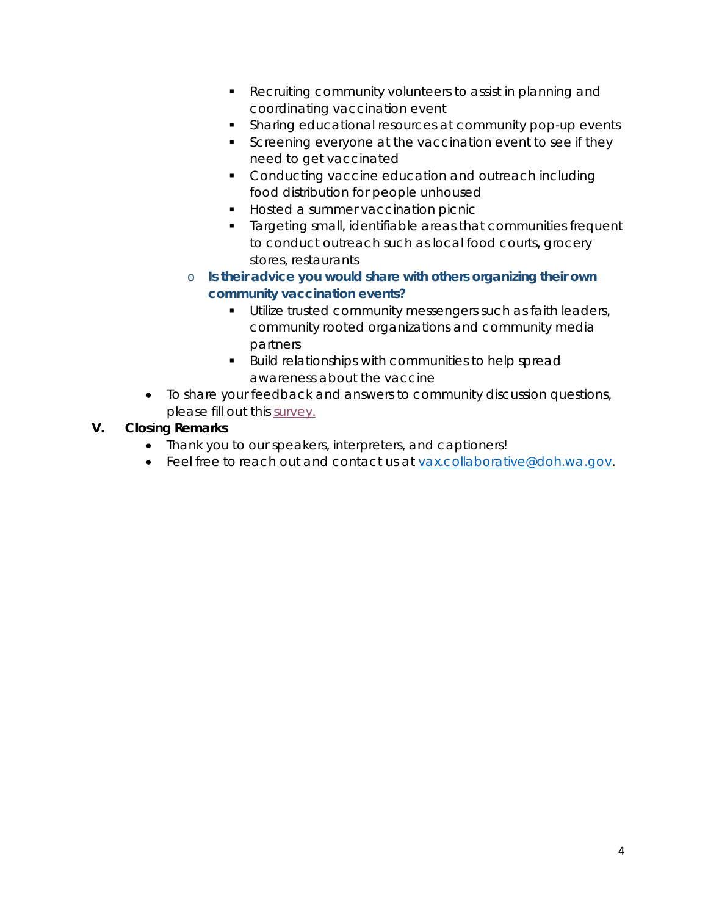- Recruiting community volunteers to assist in planning and coordinating vaccination event
        - Sharing educational resources at community pop-up events
        - Screening everyone at the vaccination event to see if they need to get vaccinated
        - Conducting vaccine education and outreach including food distribution for people unhoused
        - Hosted a summer vaccination picnic
        - Targeting small, identifiable areas that communities frequent to conduct outreach such as local food courts, grocery stores, restaurants
    - **Is their advice you would share with others organizing their own community vaccination events?**
        - Utilize trusted community messengers such as faith leaders, community rooted organizations and community media partners
        - Build relationships with communities to help spread awareness about the vaccine
- To share your feedback and answers to community discussion questions, please fill out this survey.

**V. Closing Remarks**

- Thank you to our speakers, interpreters, and captioners!
- Feel free to reach out and contact us at vax.collaborative@doh.wa.gov.